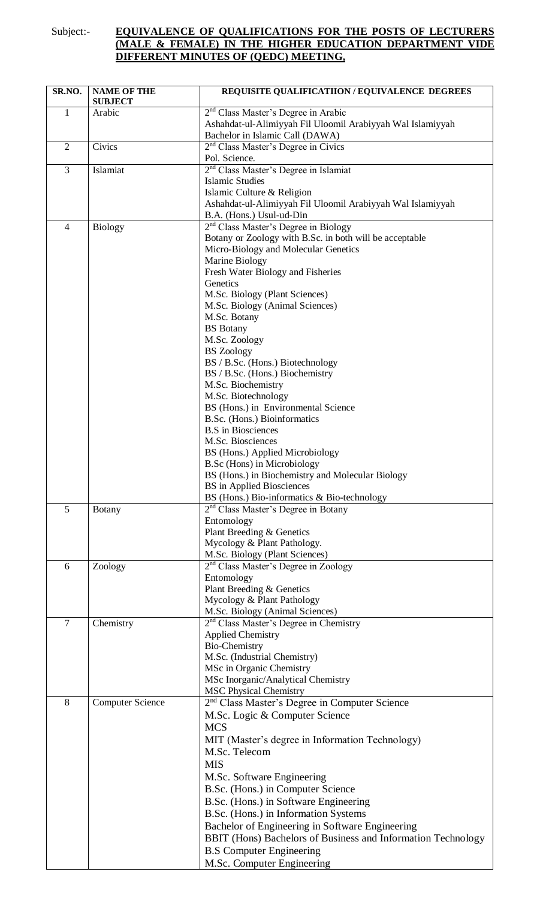Subject:- **EQUIVALENCE OF QUALIFICATIONS FOR THE POSTS OF LECTURERS (MALE & FEMALE) IN THE HIGHER EDUCATION DEPARTMENT VIDE DIFFERENT MINUTES OF (QEDC) MEETING,**

| SR.NO. | NAME OF THE SUBJECT | REQUISITE QUALIFICATIION / EQUIVALENCE DEGREES |
|---|---|---|
| 1 | Arabic | 2nd Class Master's Degree in Arabic<br>Ashahdat-ul-Alimiyyah Fil Uloomil Arabiyyah Wal Islamiyyah<br>Bachelor in Islamic Call (DAWA) |
| 2 | Civics | 2nd Class Master's Degree in Civics<br>Pol. Science. |
| 3 | Islamiat | 2nd Class Master's Degree in Islamiat<br>Islamic Studies<br>Islamic Culture & Religion<br>Ashahdat-ul-Alimiyyah Fil Uloomil Arabiyyah Wal Islamiyyah<br>B.A. (Hons.) Usul-ud-Din |
| 4 | Biology | 2nd Class Master's Degree in Biology<br>Botany or Zoology with B.Sc. in both will be acceptable<br>Micro-Biology and Molecular Genetics<br>Marine Biology<br>Fresh Water Biology and Fisheries<br>Genetics<br>M.Sc. Biology (Plant Sciences)<br>M.Sc. Biology (Animal Sciences)<br>M.Sc. Botany<br>BS Botany<br>M.Sc. Zoology<br>BS Zoology<br>BS / B.Sc. (Hons.) Biotechnology<br>BS / B.Sc. (Hons.) Biochemistry<br>M.Sc. Biochemistry<br>M.Sc. Biotechnology<br>BS (Hons.) in Environmental Science<br>B.Sc. (Hons.) Bioinformatics<br>B.S in Biosciences<br>M.Sc. Biosciences<br>BS (Hons.) Applied Microbiology<br>B.Sc (Hons) in Microbiology<br>BS (Hons.) in Biochemistry and Molecular Biology<br>BS in Applied Biosciences<br>BS (Hons.) Bio-informatics & Bio-technology |
| 5 | Botany | 2nd Class Master's Degree in Botany<br>Entomology<br>Plant Breeding & Genetics<br>Mycology & Plant Pathology.<br>M.Sc. Biology (Plant Sciences) |
| 6 | Zoology | 2nd Class Master's Degree in Zoology<br>Entomology<br>Plant Breeding & Genetics<br>Mycology & Plant Pathology<br>M.Sc. Biology (Animal Sciences) |
| 7 | Chemistry | 2nd Class Master's Degree in Chemistry<br>Applied Chemistry<br>Bio-Chemistry<br>M.Sc. (Industrial Chemistry)<br>MSc in Organic Chemistry<br>MSc Inorganic/Analytical Chemistry<br>MSC Physical Chemistry |
| 8 | Computer Science | 2nd Class Master's Degree in Computer Science<br>M.Sc. Logic & Computer Science<br>MCS<br>MIT (Master's degree in Information Technology)<br>M.Sc. Telecom<br>MIS<br>M.Sc. Software Engineering<br>B.Sc. (Hons.) in Computer Science<br>B.Sc. (Hons.) in Software Engineering<br>B.Sc. (Hons.) in Information Systems<br>Bachelor of Engineering in Software Engineering<br>BBIT (Hons) Bachelors of Business and Information Technology<br>B.S Computer Engineering<br>M.Sc. Computer Engineering |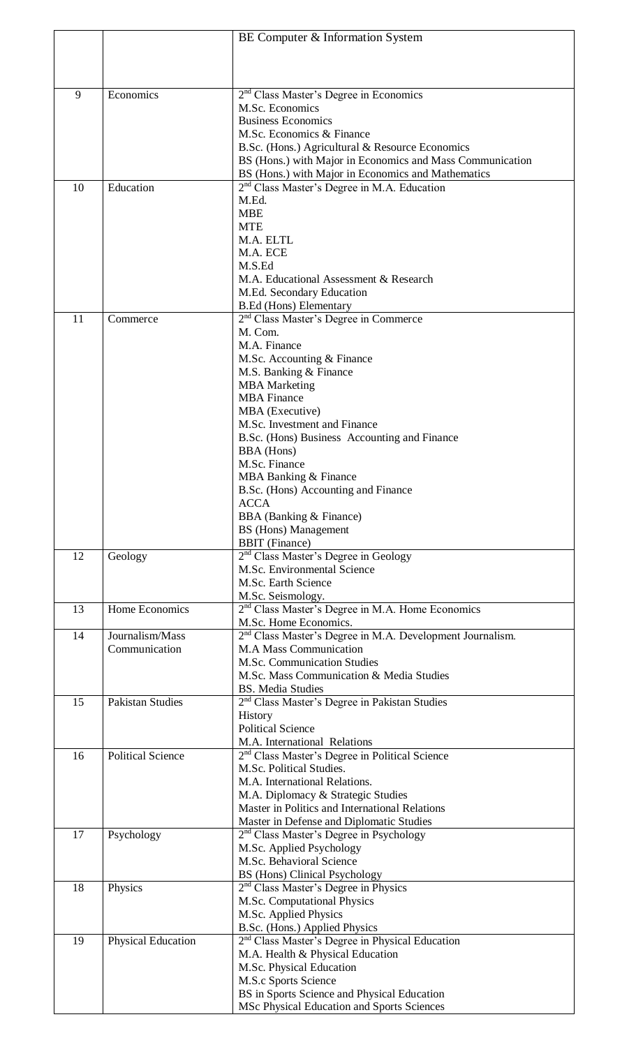| | | |
|---|---|---|
| | | BE Computer & Information System |
| 9 | Economics | 2nd Class Master's Degree in Economics<br>M.Sc. Economics<br>Business Economics<br>M.Sc. Economics & Finance<br>B.Sc. (Hons.) Agricultural & Resource Economics<br>BS (Hons.) with Major in Economics and Mass Communication<br>BS (Hons.) with Major in Economics and Mathematics |
| 10 | Education | 2nd Class Master's Degree in M.A. Education<br>M.Ed.<br>MBE<br>MTE<br>M.A. ELTL<br>M.A. ECE<br>M.S.Ed<br>M.A. Educational Assessment & Research<br>M.Ed. Secondary Education<br>B.Ed (Hons) Elementary |
| 11 | Commerce | 2nd Class Master's Degree in Commerce<br>M. Com.<br>M.A. Finance<br>M.Sc. Accounting & Finance<br>M.S. Banking & Finance<br>MBA Marketing<br>MBA Finance<br>MBA (Executive)<br>M.Sc. Investment and Finance<br>B.Sc. (Hons) Business Accounting and Finance<br>BBA (Hons)<br>M.Sc. Finance<br>MBA Banking & Finance<br>B.Sc. (Hons) Accounting and Finance<br>ACCA<br>BBA (Banking & Finance)<br>BS (Hons) Management<br>BBIT (Finance) |
| 12 | Geology | 2nd Class Master's Degree in Geology<br>M.Sc. Environmental Science<br>M.Sc. Earth Science<br>M.Sc. Seismology. |
| 13 | Home Economics | 2nd Class Master's Degree in M.A. Home Economics<br>M.Sc. Home Economics. |
| 14 | Journalism/Mass Communication | 2nd Class Master's Degree in M.A. Development Journalism.<br>M.A Mass Communication<br>M.Sc. Communication Studies<br>M.Sc. Mass Communication & Media Studies<br>BS. Media Studies |
| 15 | Pakistan Studies | 2nd Class Master's Degree in Pakistan Studies<br>History<br>Political Science<br>M.A. International Relations |
| 16 | Political Science | 2nd Class Master's Degree in Political Science<br>M.Sc. Political Studies.<br>M.A. International Relations.<br>M.A. Diplomacy & Strategic Studies<br>Master in Politics and International Relations<br>Master in Defense and Diplomatic Studies |
| 17 | Psychology | 2nd Class Master's Degree in Psychology<br>M.Sc. Applied Psychology<br>M.Sc. Behavioral Science<br>BS (Hons) Clinical Psychology |
| 18 | Physics | 2nd Class Master's Degree in Physics<br>M.Sc. Computational Physics<br>M.Sc. Applied Physics<br>B.Sc. (Hons.) Applied Physics |
| 19 | Physical Education | 2nd Class Master's Degree in Physical Education<br>M.A. Health & Physical Education<br>M.Sc. Physical Education<br>M.S.c Sports Science<br>BS in Sports Science and Physical Education<br>MSc Physical Education and Sports Sciences |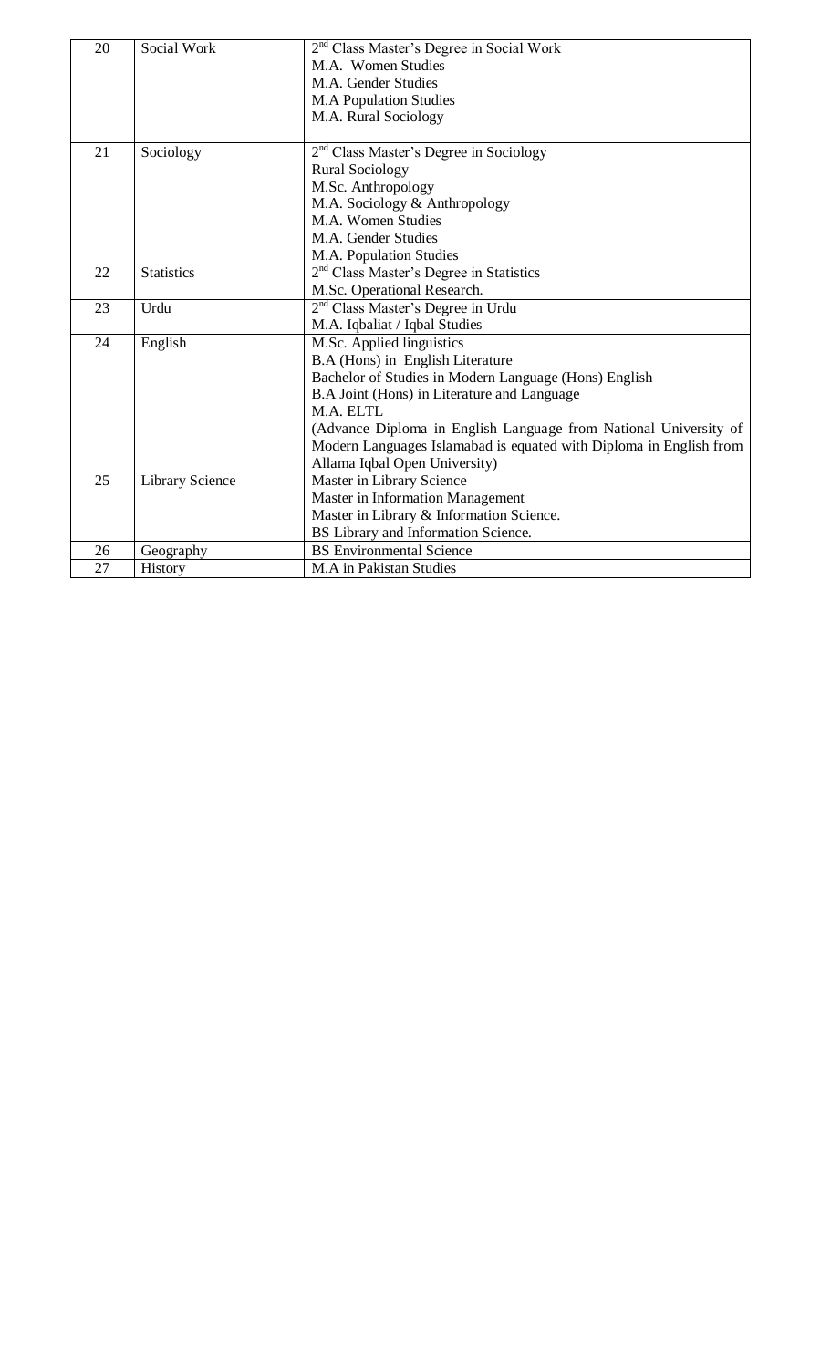| | | |
|---|---|---|
| 20 | Social Work | 2nd Class Master's Degree in Social Work<br>M.A. Women Studies<br>M.A. Gender Studies<br>M.A Population Studies<br>M.A. Rural Sociology |
| 21 | Sociology | 2nd Class Master's Degree in Sociology<br>Rural Sociology<br>M.Sc. Anthropology<br>M.A. Sociology & Anthropology<br>M.A. Women Studies<br>M.A. Gender Studies<br>M.A. Population Studies |
| 22 | Statistics | 2nd Class Master's Degree in Statistics<br>M.Sc. Operational Research. |
| 23 | Urdu | 2nd Class Master's Degree in Urdu<br>M.A. Iqbaliat / Iqbal Studies |
| 24 | English | M.Sc. Applied linguistics<br>B.A (Hons) in English Literature<br>Bachelor of Studies in Modern Language (Hons) English<br>B.A Joint (Hons) in Literature and Language<br>M.A. ELTL<br>(Advance Diploma in English Language from National University of Modern Languages Islamabad is equated with Diploma in English from Allama Iqbal Open University) |
| 25 | Library Science | Master in Library Science<br>Master in Information Management<br>Master in Library & Information Science.<br>BS Library and Information Science. |
| 26 | Geography | BS Environmental Science |
| 27 | History | M.A in Pakistan Studies |